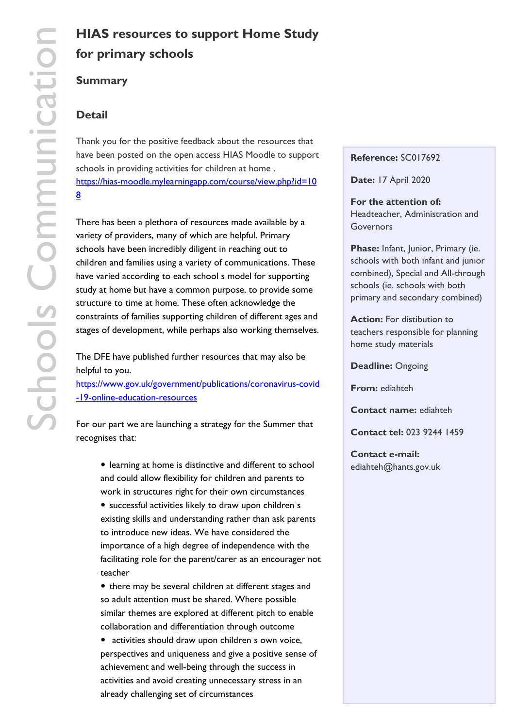# HIAS resources to support Home Study for primary schools

## Summary

## Detail

Thank you for the positive feedback about the resources that have been posted on the open access HIAS Moodle to support schools in providing activities for children at home . https://hias-moodle.mylearningapp.com/course/view.php?id=108

There has been a plethora of resources made available by a variety of providers, many of which are helpful. Primary schools have been incredibly diligent in reaching out to children and families using a variety of communications. These have varied according to each school s model for supporting study at home but have a common purpose, to provide some structure to time at home. These often acknowledge the constraints of families supporting children of different ages and stages of development, while perhaps also working themselves.

The DFE have published further resources that may also be helpful to you.
https://www.gov.uk/government/publications/coronavirus-covid-19-online-education-resources

For our part we are launching a strategy for the Summer that recognises that:

- learning at home is distinctive and different to school and could allow flexibility for children and parents to work in structures right for their own circumstances
- successful activities likely to draw upon children s existing skills and understanding rather than ask parents to introduce new ideas. We have considered the importance of a high degree of independence with the facilitating role for the parent/carer as an encourager not teacher
- there may be several children at different stages and so adult attention must be shared. Where possible similar themes are explored at different pitch to enable collaboration and differentiation through outcome
- activities should draw upon children s own voice, perspectives and uniqueness and give a positive sense of achievement and well-being through the success in activities and avoid creating unnecessary stress in an already challenging set of circumstances

**Reference:** SC017692

**Date:** 17 April 2020

**For the attention of:** Headteacher, Administration and Governors

**Phase:** Infant, Junior, Primary (ie. schools with both infant and junior combined), Special and All-through schools (ie. schools with both primary and secondary combined)

**Action:** For distibution to teachers responsible for planning home study materials

**Deadline:** Ongoing

**From:** ediahteh

**Contact name:** ediahteh

**Contact tel:** 023 9244 1459

**Contact e-mail:** ediahteh@hants.gov.uk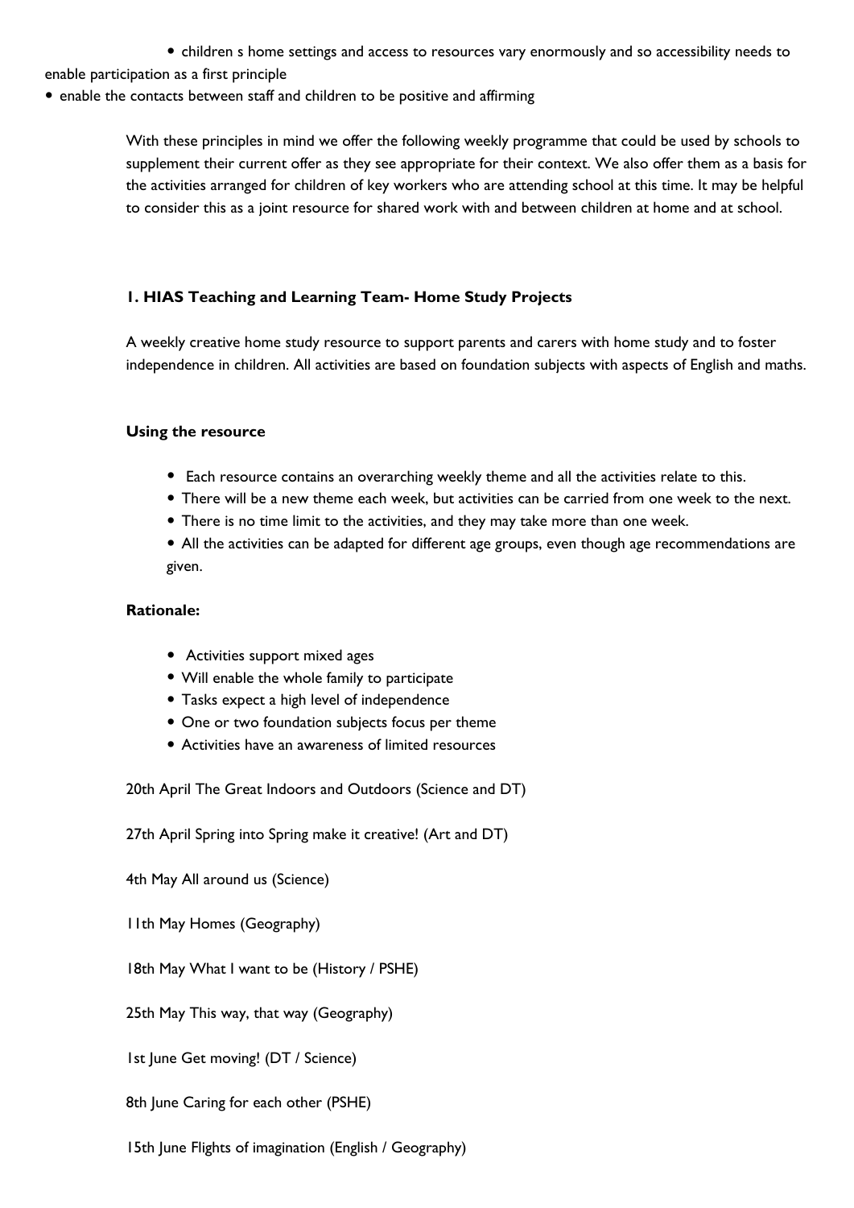- children s home settings and access to resources vary enormously and so accessibility needs to enable participation as a first principle
- enable the contacts between staff and children to be positive and affirming

With these principles in mind we offer the following weekly programme that could be used by schools to supplement their current offer as they see appropriate for their context. We also offer them as a basis for the activities arranged for children of key workers who are attending school at this time. It may be helpful to consider this as a joint resource for shared work with and between children at home and at school.

### 1. HIAS Teaching and Learning Team- Home Study Projects

A weekly creative home study resource to support parents and carers with home study and to foster independence in children. All activities are based on foundation subjects with aspects of English and maths.

**Using the resource**

- Each resource contains an overarching weekly theme and all the activities relate to this.
- There will be a new theme each week, but activities can be carried from one week to the next.
- There is no time limit to the activities, and they may take more than one week.
- All the activities can be adapted for different age groups, even though age recommendations are given.

**Rationale:**

- Activities support mixed ages
- Will enable the whole family to participate
- Tasks expect a high level of independence
- One or two foundation subjects focus per theme
- Activities have an awareness of limited resources

20th April The Great Indoors and Outdoors (Science and DT)

27th April Spring into Spring make it creative! (Art and DT)

4th May All around us (Science)

11th May Homes (Geography)

18th May What I want to be (History / PSHE)

25th May This way, that way (Geography)

1st June Get moving! (DT / Science)

8th June Caring for each other (PSHE)

15th June Flights of imagination (English / Geography)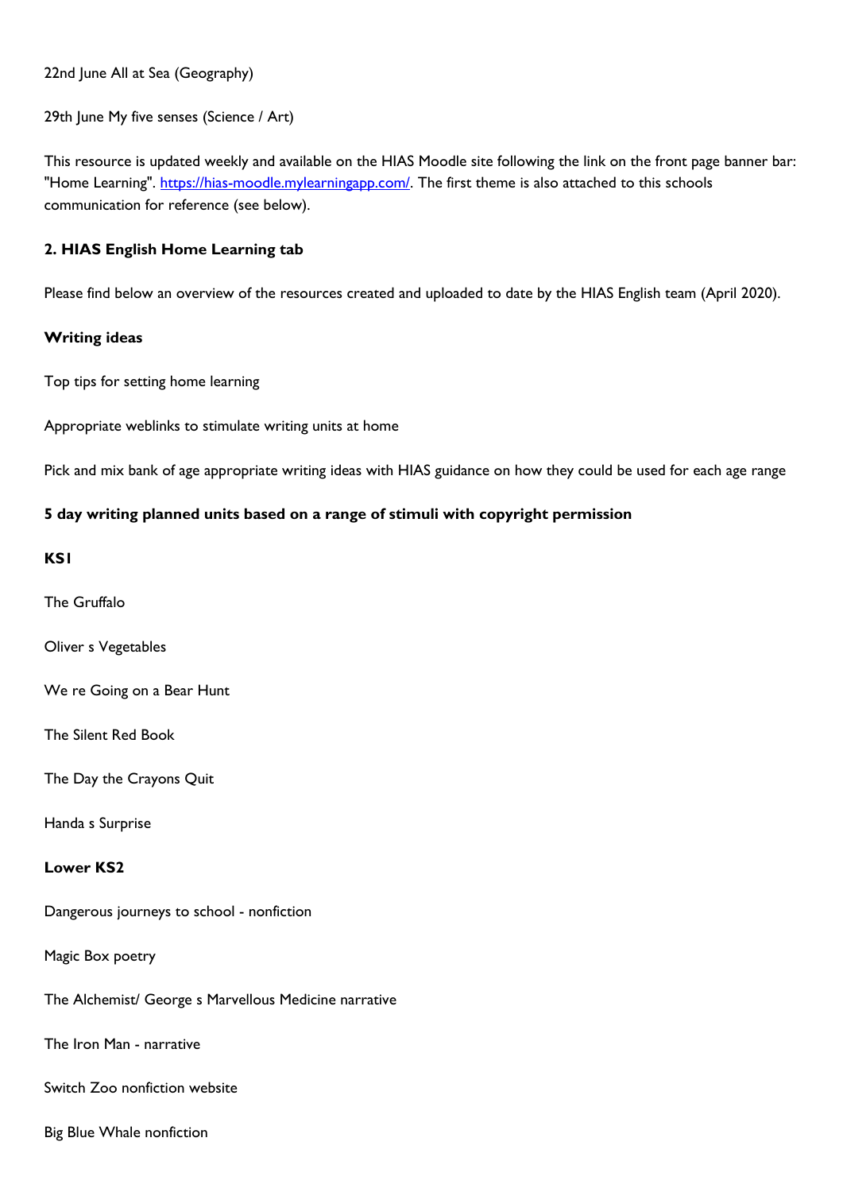22nd June All at Sea (Geography)

29th June My five senses (Science / Art)

This resource is updated weekly and available on the HIAS Moodle site following the link on the front page banner bar: "Home Learning". https://hias-moodle.mylearningapp.com/. The first theme is also attached to this schools communication for reference (see below).

**2. HIAS English Home Learning tab**

Please find below an overview of the resources created and uploaded to date by the HIAS English team (April 2020).

**Writing ideas**

Top tips for setting home learning

Appropriate weblinks to stimulate writing units at home

Pick and mix bank of age appropriate writing ideas with HIAS guidance on how they could be used for each age range

**5 day writing planned units based on a range of stimuli with copyright permission**

**KS1**

The Gruffalo

Oliver s Vegetables

We re Going on a Bear Hunt

The Silent Red Book

The Day the Crayons Quit

Handa s Surprise

**Lower KS2**

Dangerous journeys to school - nonfiction

Magic Box poetry

The Alchemist/ George s Marvellous Medicine narrative

The Iron Man - narrative

Switch Zoo nonfiction website

Big Blue Whale nonfiction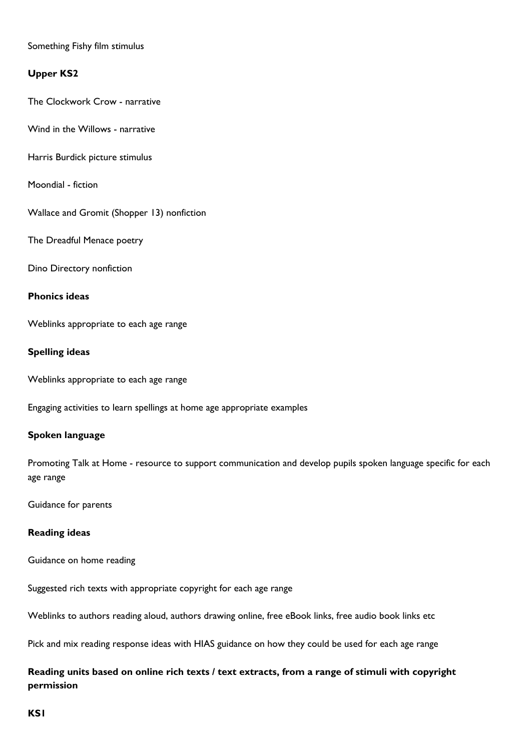Something Fishy film stimulus

**Upper KS2**

The Clockwork Crow - narrative

Wind in the Willows - narrative

Harris Burdick picture stimulus

Moondial - fiction

Wallace and Gromit (Shopper 13) nonfiction

The Dreadful Menace poetry

Dino Directory nonfiction

**Phonics ideas**

Weblinks appropriate to each age range

**Spelling ideas**

Weblinks appropriate to each age range

Engaging activities to learn spellings at home age appropriate examples

**Spoken language**

Promoting Talk at Home - resource to support communication and develop pupils spoken language specific for each age range

Guidance for parents

**Reading ideas**

Guidance on home reading

Suggested rich texts with appropriate copyright for each age range

Weblinks to authors reading aloud, authors drawing online, free eBook links, free audio book links etc

Pick and mix reading response ideas with HIAS guidance on how they could be used for each age range

**Reading units based on online rich texts / text extracts, from a range of stimuli with copyright permission**

**KS1**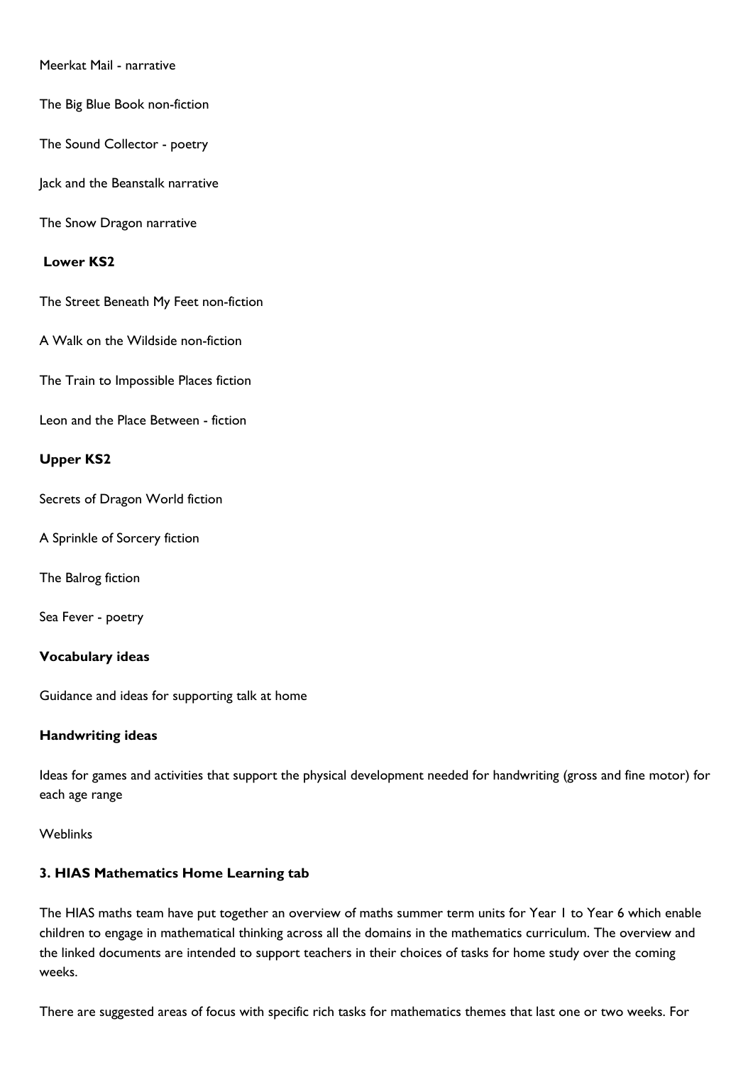Meerkat Mail - narrative

The Big Blue Book non-fiction

The Sound Collector - poetry

Jack and the Beanstalk narrative

The Snow Dragon narrative

**Lower KS2**

The Street Beneath My Feet non-fiction

A Walk on the Wildside non-fiction

The Train to Impossible Places fiction

Leon and the Place Between - fiction

**Upper KS2**

Secrets of Dragon World fiction

A Sprinkle of Sorcery fiction

The Balrog fiction

Sea Fever - poetry

**Vocabulary ideas**

Guidance and ideas for supporting talk at home

**Handwriting ideas**

Ideas for games and activities that support the physical development needed for handwriting (gross and fine motor) for each age range

Weblinks

**3. HIAS Mathematics Home Learning tab**

The HIAS maths team have put together an overview of maths summer term units for Year 1 to Year 6 which enable children to engage in mathematical thinking across all the domains in the mathematics curriculum. The overview and the linked documents are intended to support teachers in their choices of tasks for home study over the coming weeks.

There are suggested areas of focus with specific rich tasks for mathematics themes that last one or two weeks. For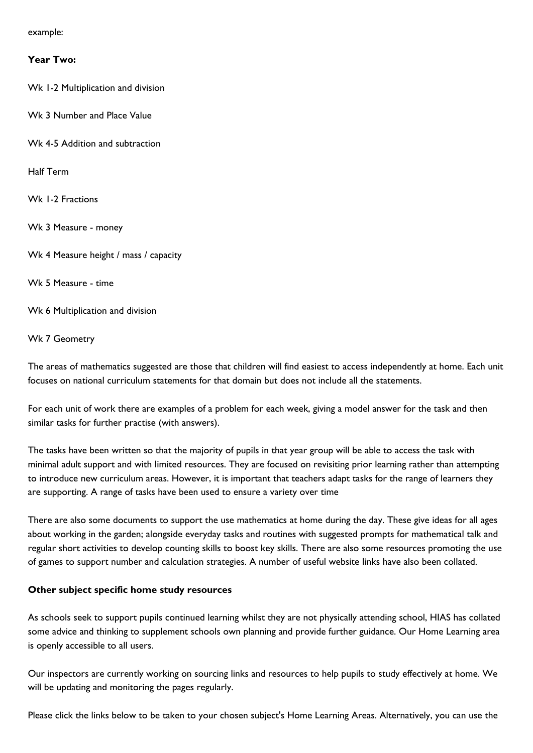example:

**Year Two:**

Wk 1-2 Multiplication and division

Wk 3 Number and Place Value

Wk 4-5 Addition and subtraction

Half Term

Wk 1-2 Fractions

Wk 3 Measure - money

Wk 4 Measure height / mass / capacity

Wk 5 Measure - time

Wk 6 Multiplication and division

Wk 7 Geometry

The areas of mathematics suggested are those that children will find easiest to access independently at home. Each unit focuses on national curriculum statements for that domain but does not include all the statements.

For each unit of work there are examples of a problem for each week, giving a model answer for the task and then similar tasks for further practise (with answers).

The tasks have been written so that the majority of pupils in that year group will be able to access the task with minimal adult support and with limited resources. They are focused on revisiting prior learning rather than attempting to introduce new curriculum areas. However, it is important that teachers adapt tasks for the range of learners they are supporting. A range of tasks have been used to ensure a variety over time

There are also some documents to support the use mathematics at home during the day. These give ideas for all ages about working in the garden; alongside everyday tasks and routines with suggested prompts for mathematical talk and regular short activities to develop counting skills to boost key skills. There are also some resources promoting the use of games to support number and calculation strategies. A number of useful website links have also been collated.

**Other subject specific home study resources**

As schools seek to support pupils continued learning whilst they are not physically attending school, HIAS has collated some advice and thinking to supplement schools own planning and provide further guidance. Our Home Learning area is openly accessible to all users.

Our inspectors are currently working on sourcing links and resources to help pupils to study effectively at home. We will be updating and monitoring the pages regularly.

Please click the links below to be taken to your chosen subject's Home Learning Areas. Alternatively, you can use the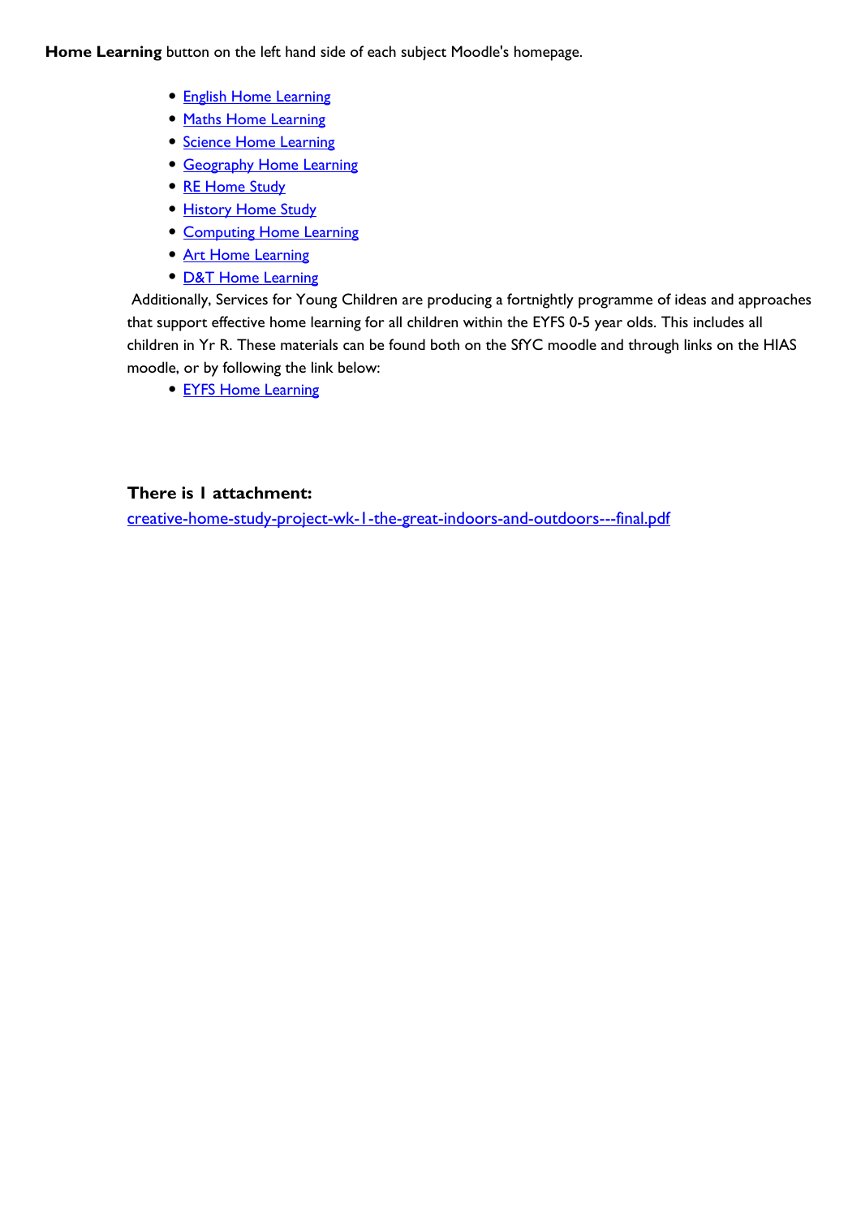**Home Learning** button on the left hand side of each subject Moodle's homepage.

- English Home Learning
- Maths Home Learning
- Science Home Learning
- Geography Home Learning
- RE Home Study
- History Home Study
- Computing Home Learning
- Art Home Learning
- D&T Home Learning

Additionally, Services for Young Children are producing a fortnightly programme of ideas and approaches that support effective home learning for all children within the EYFS 0-5 year olds. This includes all children in Yr R. These materials can be found both on the SfYC moodle and through links on the HIAS moodle, or by following the link below:

- EYFS Home Learning

**There is 1 attachment:**

creative-home-study-project-wk-1-the-great-indoors-and-outdoors---final.pdf